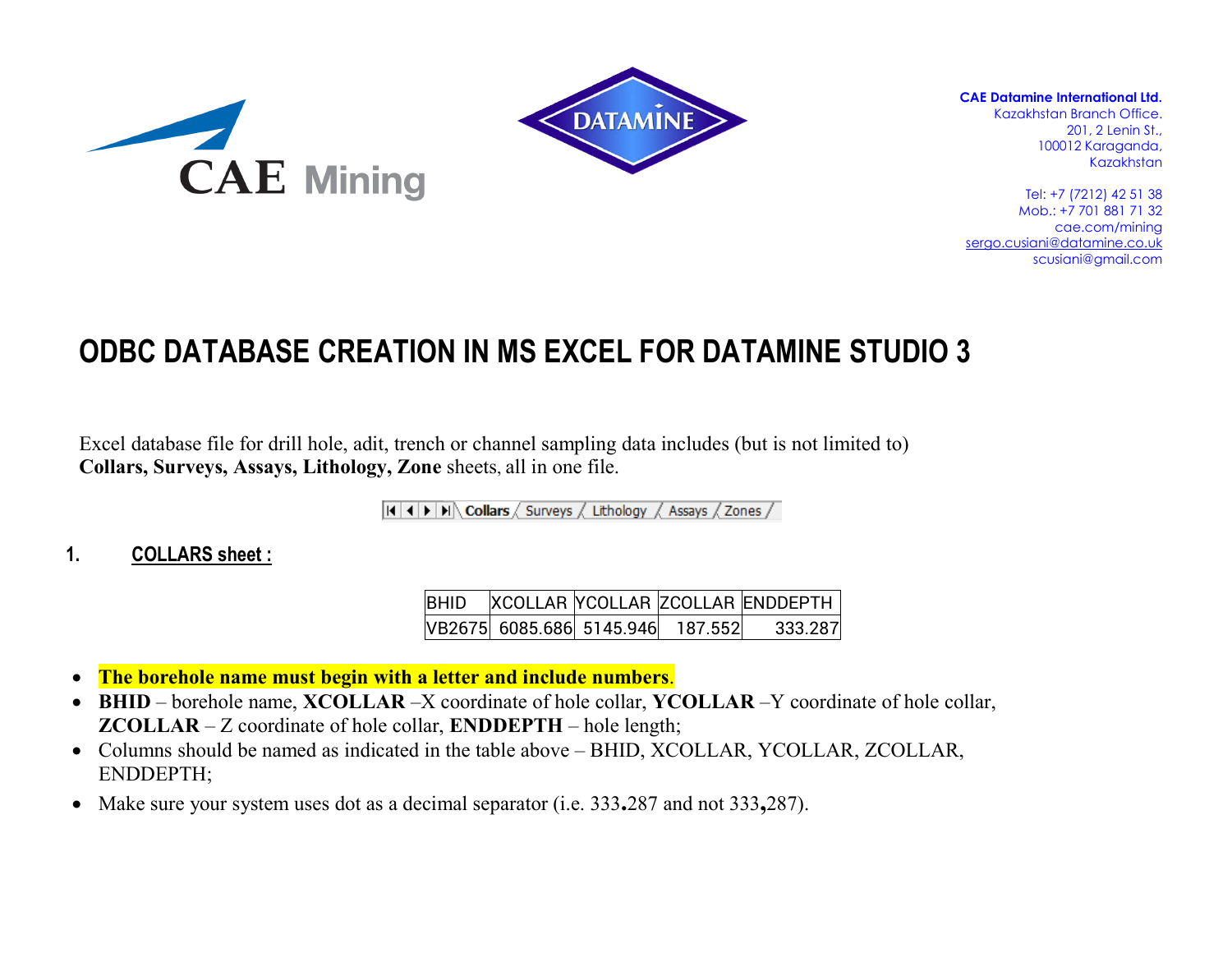CAE Mining

DATAMINE

**CAE Datamine International Ltd.**
Kazakhstan Branch Office.
201, 2 Lenin St.,
100012 Karaganda,
Kazakhstan

Tel: +7 (7212) 42 51 38
Mob.: +7 701 881 71 32
cae.com/mining
sergo.cusiani@datamine.co.uk
scusiani@gmail.com

# ODBC DATABASE CREATION IN MS EXCEL FOR DATAMINE STUDIO 3

Excel database file for drill hole, adit, trench or channel sampling data includes (but is not limited to) **Collars, Surveys, Assays, Lithology, Zone** sheets, all in one file.

Collars / Surveys / Lithology / Assays / Zones

## 1. COLLARS sheet :

| BHID | XCOLLAR | YCOLLAR | ZCOLLAR | ENDDEPTH |
|---|---|---|---|---|
| VB2675 | 6085.686 | 5145.946 | 187.552 | 333.287 |

- **The borehole name must begin with a letter and include numbers**.
- **BHID** – borehole name, **XCOLLAR** –X coordinate of hole collar, **YCOLLAR** –Y coordinate of hole collar, **ZCOLLAR** – Z coordinate of hole collar, **ENDDEPTH** – hole length;
- Columns should be named as indicated in the table above – BHID, XCOLLAR, YCOLLAR, ZCOLLAR, ENDDEPTH;
- Make sure your system uses dot as a decimal separator (i.e. 333**.**287 and not 333**,**287).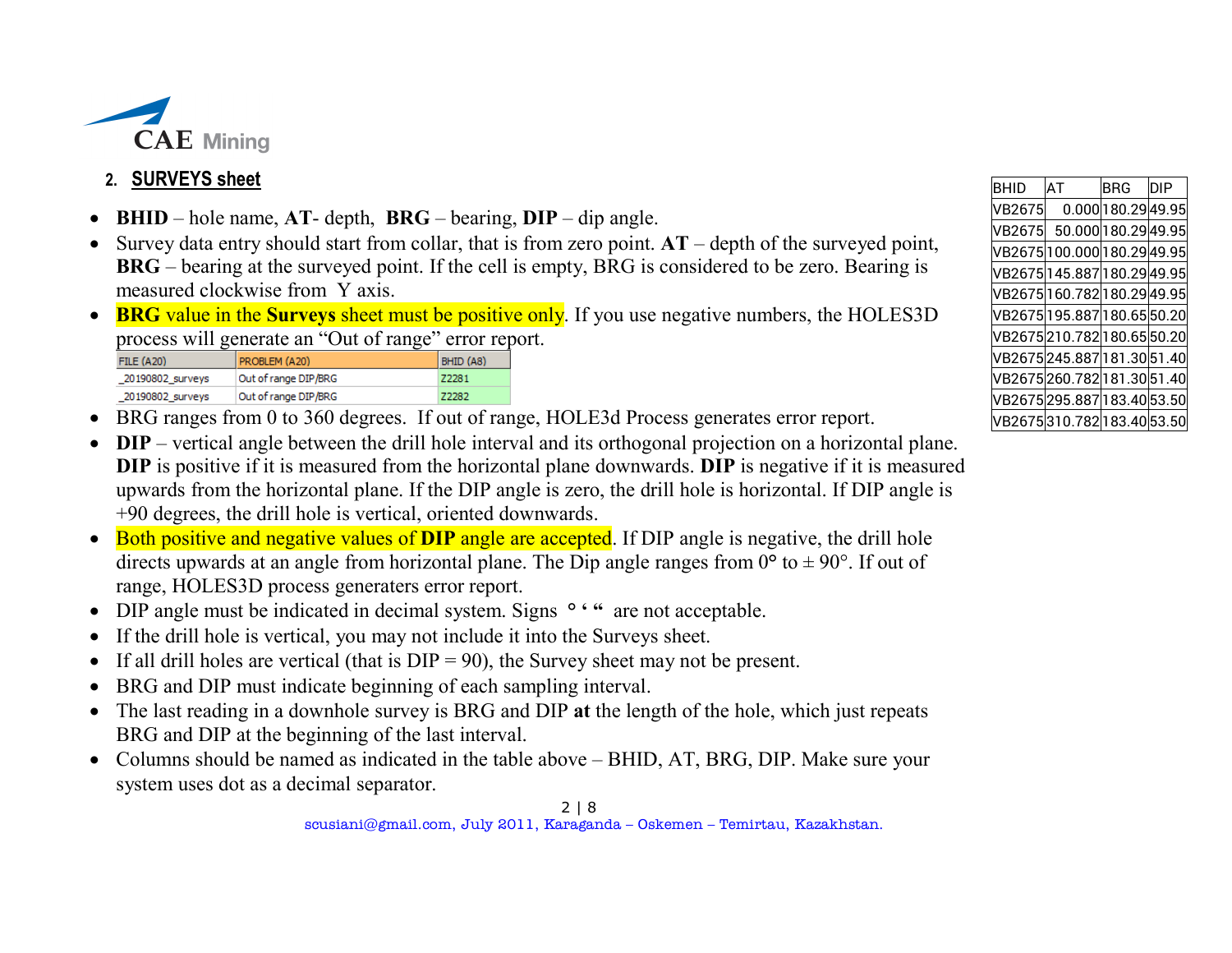## 2. SURVEYS sheet

| BHID | AT | BRG | DIP |
|---|---|---|---|
| VB2675 | 0.000 | 180.29 | 49.95 |
| VB2675 | 50.000 | 180.29 | 49.95 |
| VB2675 | 100.000 | 180.29 | 49.95 |
| VB2675 | 145.887 | 180.29 | 49.95 |
| VB2675 | 160.782 | 180.29 | 49.95 |
| VB2675 | 195.887 | 180.65 | 50.20 |
| VB2675 | 210.782 | 180.65 | 50.20 |
| VB2675 | 245.887 | 181.30 | 51.40 |
| VB2675 | 260.782 | 181.30 | 51.40 |
| VB2675 | 295.887 | 183.40 | 53.50 |
| VB2675 | 310.782 | 183.40 | 53.50 |

- **BHID** – hole name, **AT**- depth, **BRG** – bearing, **DIP** – dip angle.
- Survey data entry should start from collar, that is from zero point. **AT** – depth of the surveyed point, **BRG** – bearing at the surveyed point. If the cell is empty, BRG is considered to be zero. Bearing is measured clockwise from Y axis.
- **BRG** value in the **Surveys** sheet must be positive only. If you use negative numbers, the HOLES3D process will generate an "Out of range" error report.

| FILE (A20) | PROBLEM (A20) | BHID (A8) |
|---|---|---|
| _20190802_surveys | Out of range DIP/BRG | Z2281 |
| _20190802_surveys | Out of range DIP/BRG | Z2282 |

- BRG ranges from 0 to 360 degrees. If out of range, HOLE3d Process generates error report.
- **DIP** – vertical angle between the drill hole interval and its orthogonal projection on a horizontal plane. **DIP** is positive if it is measured from the horizontal plane downwards. **DIP** is negative if it is measured upwards from the horizontal plane. If the DIP angle is zero, the drill hole is horizontal. If DIP angle is +90 degrees, the drill hole is vertical, oriented downwards.
- Both positive and negative values of **DIP** angle are accepted. If DIP angle is negative, the drill hole directs upwards at an angle from horizontal plane. The Dip angle ranges from 0° to ± 90°. If out of range, HOLES3D process generaters error report.
- DIP angle must be indicated in decimal system. Signs ° ' " are not acceptable.
- If the drill hole is vertical, you may not include it into the Surveys sheet.
- If all drill holes are vertical (that is DIP = 90), the Survey sheet may not be present.
- BRG and DIP must indicate beginning of each sampling interval.
- The last reading in a downhole survey is BRG and DIP **at** the length of the hole, which just repeats BRG and DIP at the beginning of the last interval.
- Columns should be named as indicated in the table above – BHID, AT, BRG, DIP. Make sure your system uses dot as a decimal separator.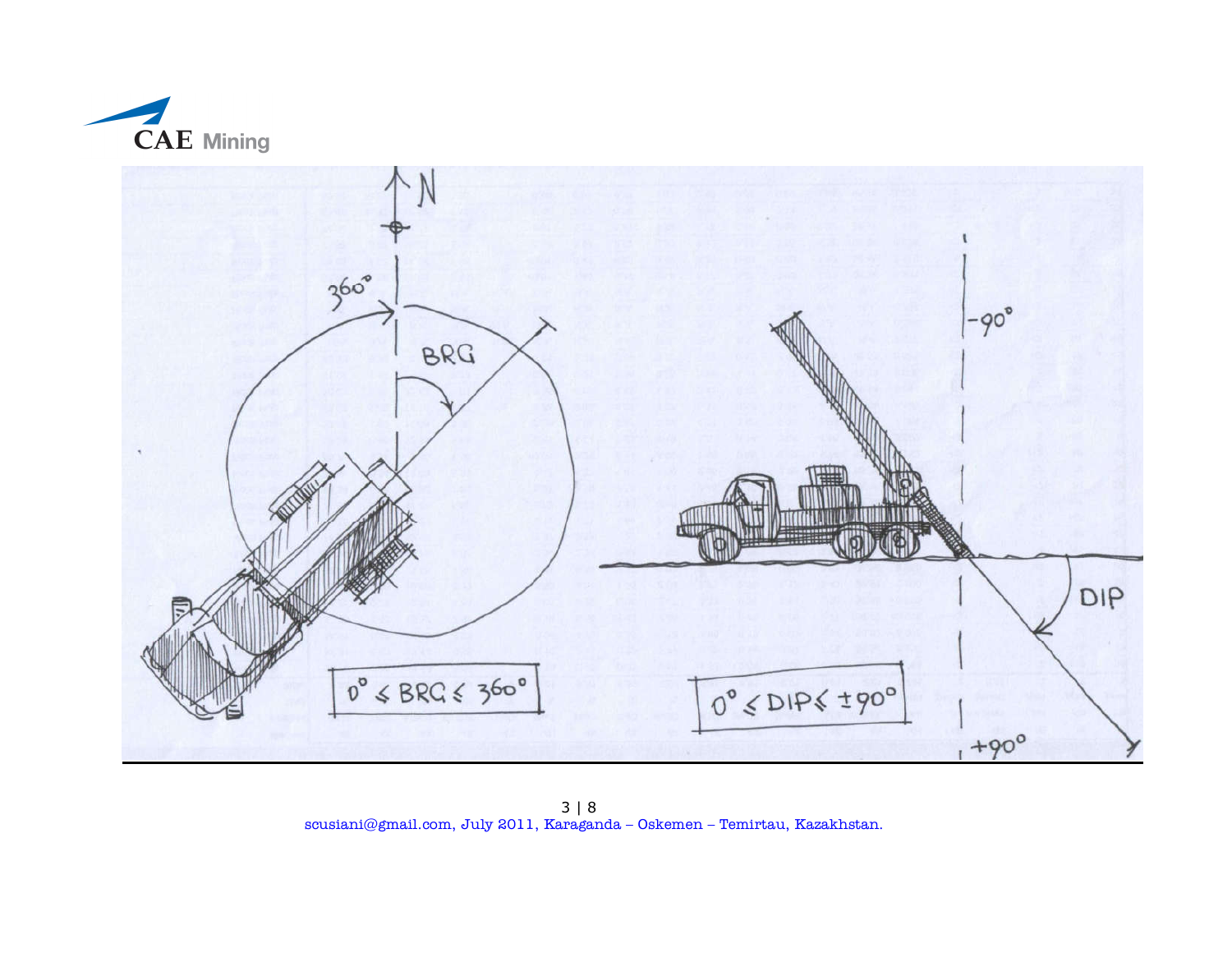N

360°

BRG

$0° \leq BRG \leq 360°$

-90°

DIP

+90°

$0° \leq DIP \leq \pm 90°$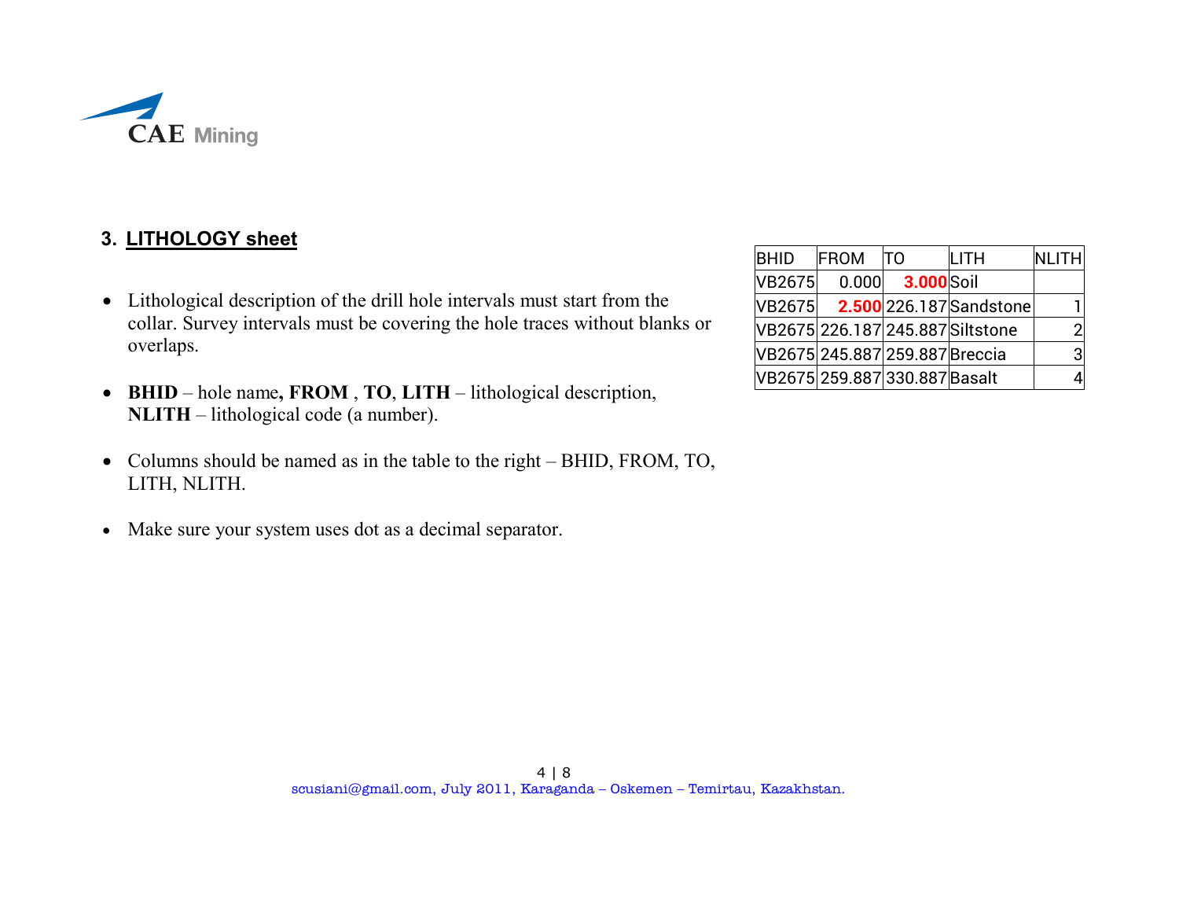## 3. LITHOLOGY sheet

- Lithological description of the drill hole intervals must start from the collar. Survey intervals must be covering the hole traces without blanks or overlaps.
- **BHID** – hole name**, FROM** , **TO**, **LITH** – lithological description, **NLITH** – lithological code (a number).
- Columns should be named as in the table to the right – BHID, FROM, TO, LITH, NLITH.
- Make sure your system uses dot as a decimal separator.

| BHID | FROM | TO | LITH | NLITH |
|---|---|---|---|---|
| VB2675 | 0.000 | **3.000** | Soil | |
| VB2675 | **2.500** | 226.187 | Sandstone | 1 |
| VB2675 | 226.187 | 245.887 | Siltstone | 2 |
| VB2675 | 245.887 | 259.887 | Breccia | 3 |
| VB2675 | 259.887 | 330.887 | Basalt | 4 |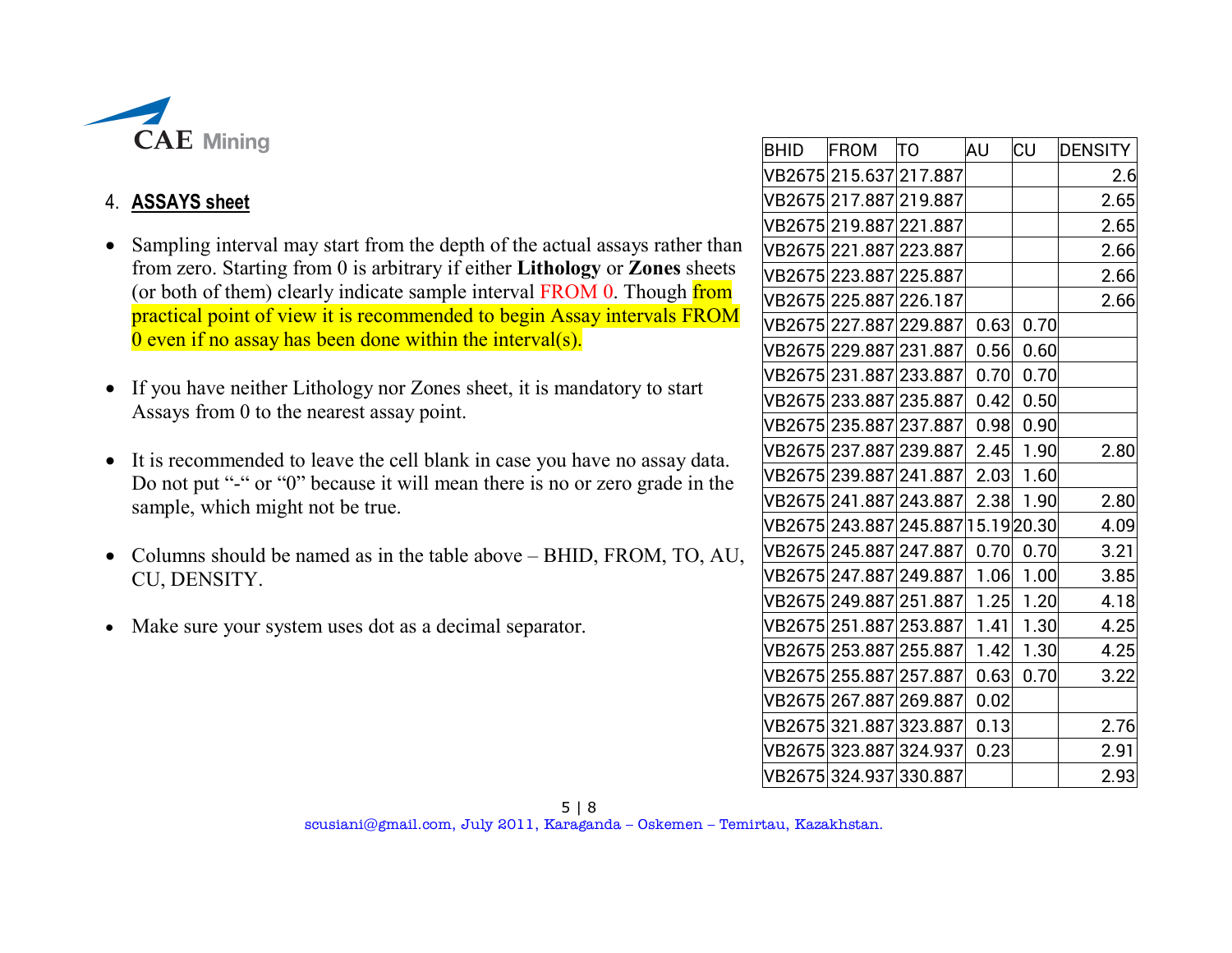## 4. ASSAYS sheet

- Sampling interval may start from the depth of the actual assays rather than from zero. Starting from 0 is arbitrary if either **Lithology** or **Zones** sheets (or both of them) clearly indicate sample interval FROM 0. Though from practical point of view it is recommended to begin Assay intervals FROM 0 even if no assay has been done within the interval(s).
- If you have neither Lithology nor Zones sheet, it is mandatory to start Assays from 0 to the nearest assay point.
- It is recommended to leave the cell blank in case you have no assay data. Do not put "-" or "0" because it will mean there is no or zero grade in the sample, which might not be true.
- Columns should be named as in the table above – BHID, FROM, TO, AU, CU, DENSITY.
- Make sure your system uses dot as a decimal separator.

| BHID | FROM | TO | AU | CU | DENSITY |
|---|---|---|---|---|---|
| VB2675 | 215.637 | 217.887 | | | 2.6 |
| VB2675 | 217.887 | 219.887 | | | 2.65 |
| VB2675 | 219.887 | 221.887 | | | 2.65 |
| VB2675 | 221.887 | 223.887 | | | 2.66 |
| VB2675 | 223.887 | 225.887 | | | 2.66 |
| VB2675 | 225.887 | 226.187 | | | 2.66 |
| VB2675 | 227.887 | 229.887 | 0.63 | 0.70 | |
| VB2675 | 229.887 | 231.887 | 0.56 | 0.60 | |
| VB2675 | 231.887 | 233.887 | 0.70 | 0.70 | |
| VB2675 | 233.887 | 235.887 | 0.42 | 0.50 | |
| VB2675 | 235.887 | 237.887 | 0.98 | 0.90 | |
| VB2675 | 237.887 | 239.887 | 2.45 | 1.90 | 2.80 |
| VB2675 | 239.887 | 241.887 | 2.03 | 1.60 | |
| VB2675 | 241.887 | 243.887 | 2.38 | 1.90 | 2.80 |
| VB2675 | 243.887 | 245.887 | 15.19 | 20.30 | 4.09 |
| VB2675 | 245.887 | 247.887 | 0.70 | 0.70 | 3.21 |
| VB2675 | 247.887 | 249.887 | 1.06 | 1.00 | 3.85 |
| VB2675 | 249.887 | 251.887 | 1.25 | 1.20 | 4.18 |
| VB2675 | 251.887 | 253.887 | 1.41 | 1.30 | 4.25 |
| VB2675 | 253.887 | 255.887 | 1.42 | 1.30 | 4.25 |
| VB2675 | 255.887 | 257.887 | 0.63 | 0.70 | 3.22 |
| VB2675 | 267.887 | 269.887 | 0.02 | | |
| VB2675 | 321.887 | 323.887 | 0.13 | | 2.76 |
| VB2675 | 323.887 | 324.937 | 0.23 | | 2.91 |
| VB2675 | 324.937 | 330.887 | | | 2.93 |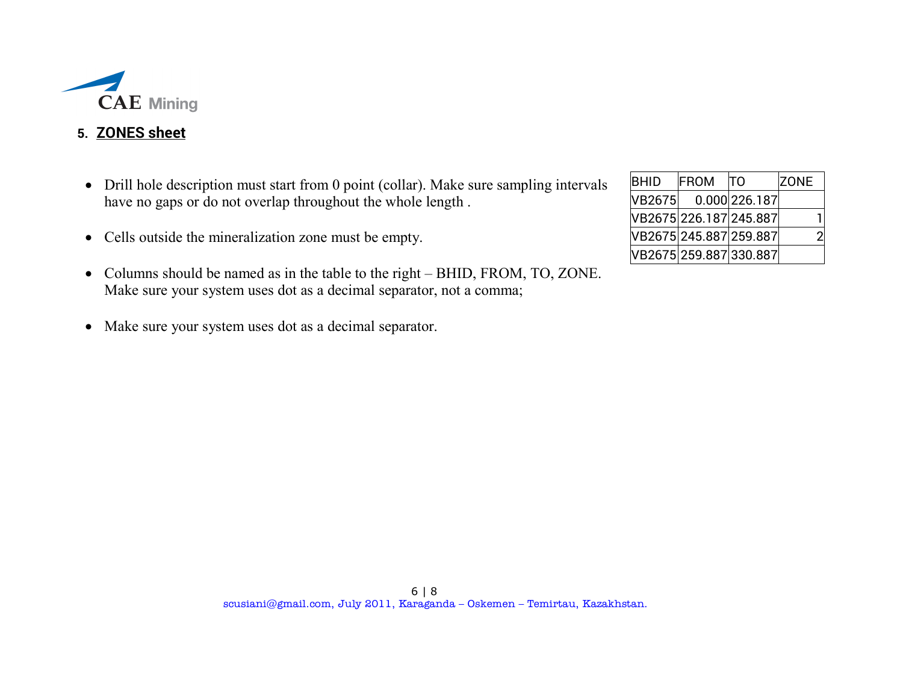## 5. ZONES sheet

- Drill hole description must start from 0 point (collar). Make sure sampling intervals have no gaps or do not overlap throughout the whole length .
- Cells outside the mineralization zone must be empty.
- Columns should be named as in the table to the right – BHID, FROM, TO, ZONE. Make sure your system uses dot as a decimal separator, not a comma;
- Make sure your system uses dot as a decimal separator.

| BHID | FROM | TO | ZONE |
|---|---|---|---|
| VB2675 | 0.000 | 226.187 | |
| VB2675 | 226.187 | 245.887 | 1 |
| VB2675 | 245.887 | 259.887 | 2 |
| VB2675 | 259.887 | 330.887 | |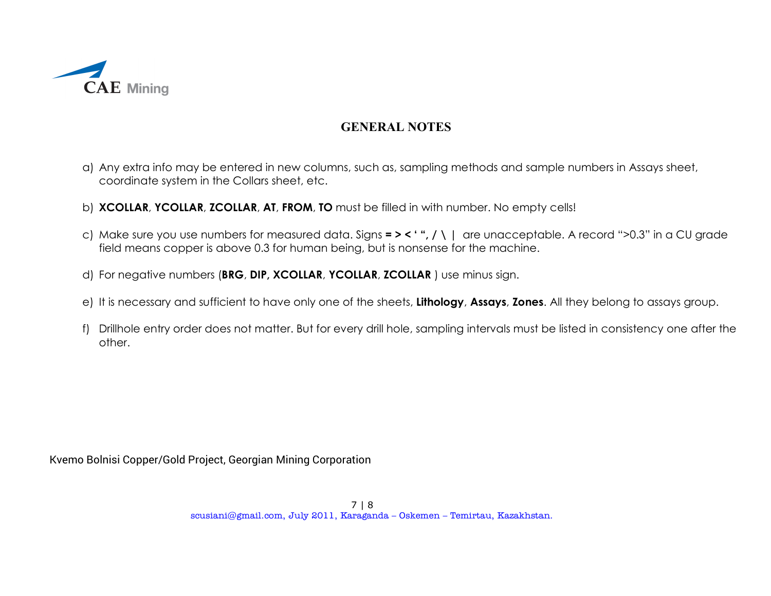## GENERAL NOTES

a) Any extra info may be entered in new columns, such as, sampling methods and sample numbers in Assays sheet, coordinate system in the Collars sheet, etc.

b) **XCOLLAR**, **YCOLLAR**, **ZCOLLAR**, **AT**, **FROM**, **TO** must be filled in with number. No empty cells!

c) Make sure you use numbers for measured data. Signs **= > < ' ", / \ |** are unacceptable. A record ">0.3" in a CU grade field means copper is above 0.3 for human being, but is nonsense for the machine.

d) For negative numbers (**BRG**, **DIP, XCOLLAR**, **YCOLLAR**, **ZCOLLAR** ) use minus sign.

e) It is necessary and sufficient to have only one of the sheets, **Lithology**, **Assays**, **Zones**. All they belong to assays group.

f) Drillhole entry order does not matter. But for every drill hole, sampling intervals must be listed in consistency one after the other.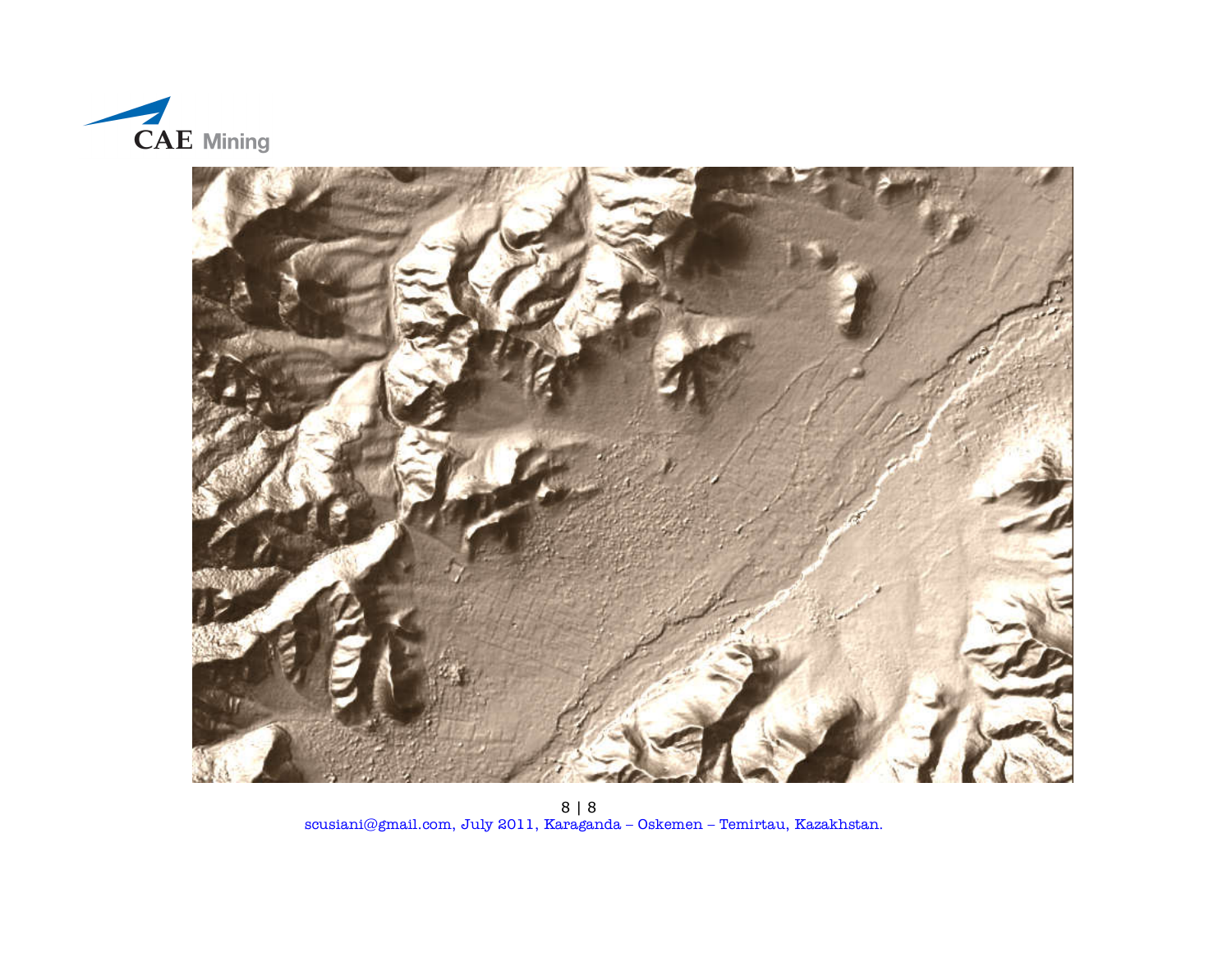CAE Mining

scusiani@gmail.com, July 2011, Karaganda – Oskemen – Temirtau, Kazakhstan.